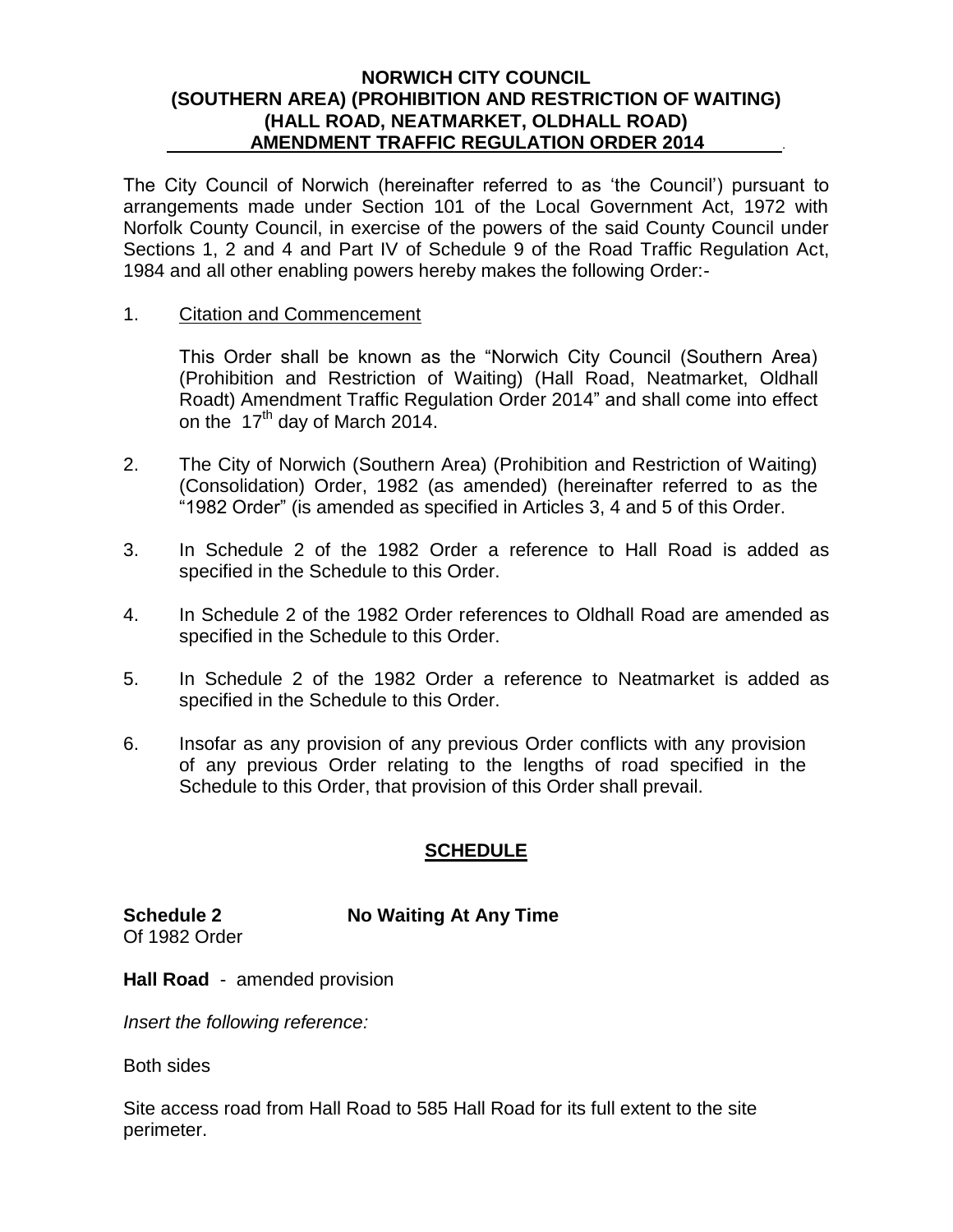**NORWICH CITY COUNCIL**
**(SOUTHERN AREA) (PROHIBITION AND RESTRICTION OF WAITING)**
**(HALL ROAD, NEATMARKET, OLDHALL ROAD)**
**AMENDMENT TRAFFIC REGULATION ORDER 2014**

The City Council of Norwich (hereinafter referred to as 'the Council') pursuant to arrangements made under Section 101 of the Local Government Act, 1972 with Norfolk County Council, in exercise of the powers of the said County Council under Sections 1, 2 and 4 and Part IV of Schedule 9 of the Road Traffic Regulation Act, 1984 and all other enabling powers hereby makes the following Order:-

1. Citation and Commencement

   This Order shall be known as the "Norwich City Council (Southern Area) (Prohibition and Restriction of Waiting) (Hall Road, Neatmarket, Oldhall Roadt) Amendment Traffic Regulation Order 2014" and shall come into effect on the 17th day of March 2014.

2. The City of Norwich (Southern Area) (Prohibition and Restriction of Waiting) (Consolidation) Order, 1982 (as amended) (hereinafter referred to as the "1982 Order" (is amended as specified in Articles 3, 4 and 5 of this Order.

3. In Schedule 2 of the 1982 Order a reference to Hall Road is added as specified in the Schedule to this Order.

4. In Schedule 2 of the 1982 Order references to Oldhall Road are amended as specified in the Schedule to this Order.

5. In Schedule 2 of the 1982 Order a reference to Neatmarket is added as specified in the Schedule to this Order.

6. Insofar as any provision of any previous Order conflicts with any provision of any previous Order relating to the lengths of road specified in the Schedule to this Order, that provision of this Order shall prevail.

## SCHEDULE

**Schedule 2** **No Waiting At Any Time**
Of 1982 Order

**Hall Road** - amended provision

*Insert the following reference:*

Both sides

Site access road from Hall Road to 585 Hall Road for its full extent to the site perimeter.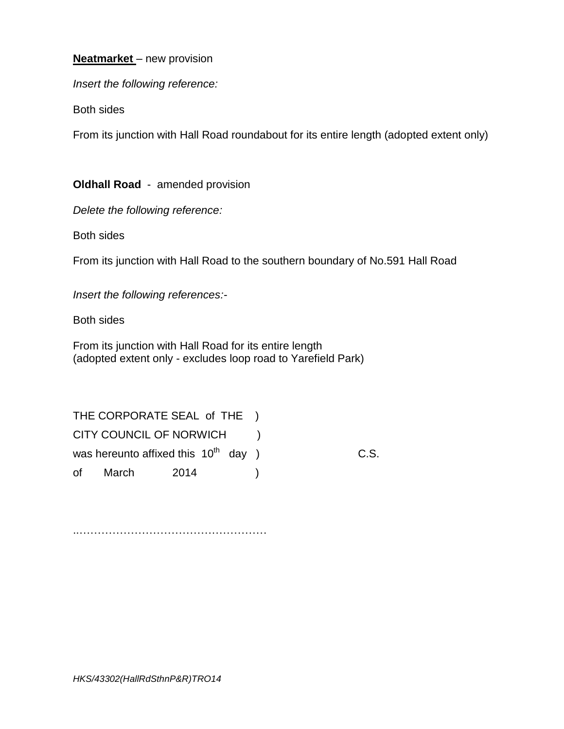**Neatmarket** – new provision

*Insert the following reference:*

Both sides

From its junction with Hall Road roundabout for its entire length (adopted extent only)

**Oldhall Road** - amended provision

*Delete the following reference:*

Both sides

From its junction with Hall Road to the southern boundary of No.591 Hall Road

*Insert the following references:-*

Both sides

From its junction with Hall Road for its entire length
(adopted extent only - excludes loop road to Yarefield Park)

THE CORPORATE SEAL of THE )
CITY COUNCIL OF NORWICH )
was hereunto affixed this 10th day ) C.S.
of March 2014 )

……………………………………………

*HKS/43302(HallRdSthnP&R)TRO14*